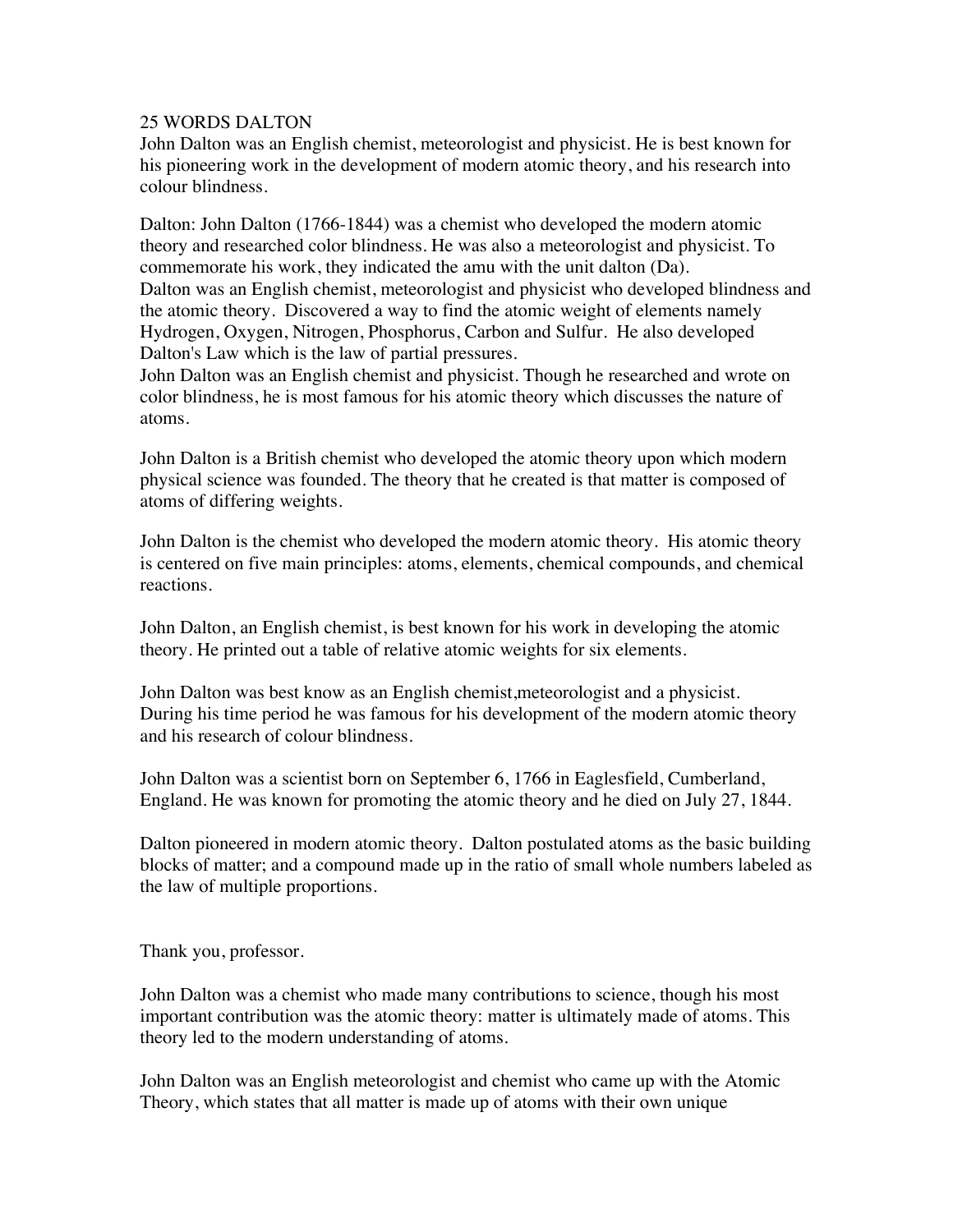25 WORDS DALTON

John Dalton was an English chemist, meteorologist and physicist. He is best known for his pioneering work in the development of modern atomic theory, and his research into colour blindness.

Dalton: John Dalton (1766-1844) was a chemist who developed the modern atomic theory and researched color blindness. He was also a meteorologist and physicist. To commemorate his work, they indicated the amu with the unit dalton (Da).

Dalton was an English chemist, meteorologist and physicist who developed blindness and the atomic theory. Discovered a way to find the atomic weight of elements namely Hydrogen, Oxygen, Nitrogen, Phosphorus, Carbon and Sulfur. He also developed Dalton's Law which is the law of partial pressures.

John Dalton was an English chemist and physicist. Though he researched and wrote on color blindness, he is most famous for his atomic theory which discusses the nature of atoms.

John Dalton is a British chemist who developed the atomic theory upon which modern physical science was founded. The theory that he created is that matter is composed of atoms of differing weights.

John Dalton is the chemist who developed the modern atomic theory. His atomic theory is centered on five main principles: atoms, elements, chemical compounds, and chemical reactions.

John Dalton, an English chemist, is best known for his work in developing the atomic theory. He printed out a table of relative atomic weights for six elements.

John Dalton was best know as an English chemist,meteorologist and a physicist. During his time period he was famous for his development of the modern atomic theory and his research of colour blindness.

John Dalton was a scientist born on September 6, 1766 in Eaglesfield, Cumberland, England. He was known for promoting the atomic theory and he died on July 27, 1844.

Dalton pioneered in modern atomic theory. Dalton postulated atoms as the basic building blocks of matter; and a compound made up in the ratio of small whole numbers labeled as the law of multiple proportions.

Thank you, professor.

John Dalton was a chemist who made many contributions to science, though his most important contribution was the atomic theory: matter is ultimately made of atoms. This theory led to the modern understanding of atoms.

John Dalton was an English meteorologist and chemist who came up with the Atomic Theory, which states that all matter is made up of atoms with their own unique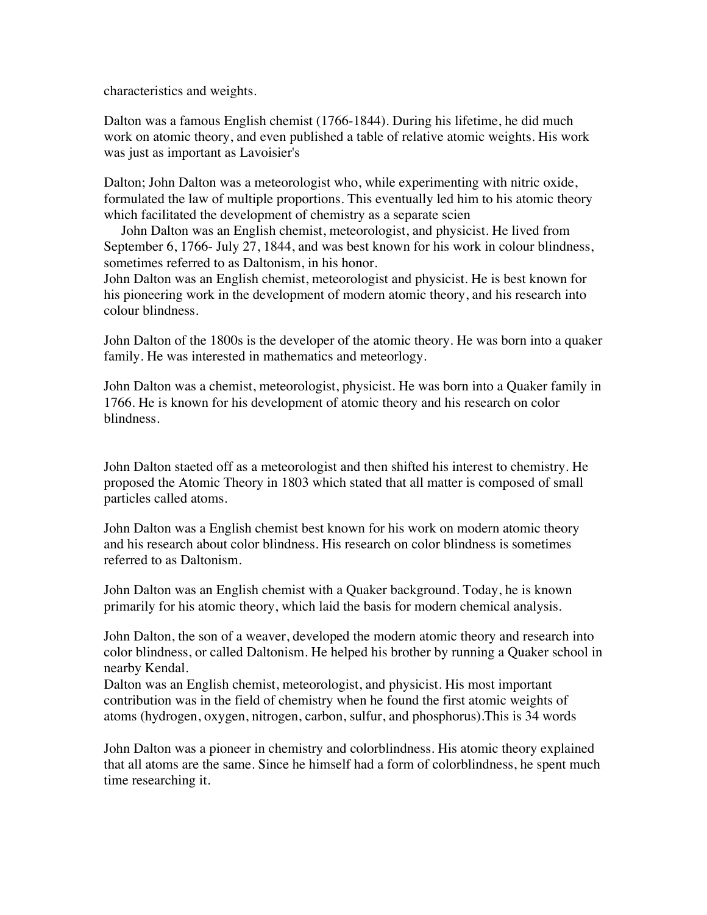characteristics and weights.

Dalton was a famous English chemist (1766-1844). During his lifetime, he did much work on atomic theory, and even published a table of relative atomic weights. His work was just as important as Lavoisier's

Dalton; John Dalton was a meteorologist who, while experimenting with nitric oxide, formulated the law of multiple proportions. This eventually led him to his atomic theory which facilitated the development of chemistry as a separate scien

John Dalton was an English chemist, meteorologist, and physicist. He lived from September 6, 1766- July 27, 1844, and was best known for his work in colour blindness, sometimes referred to as Daltonism, in his honor.
John Dalton was an English chemist, meteorologist and physicist. He is best known for his pioneering work in the development of modern atomic theory, and his research into colour blindness.

John Dalton of the 1800s is the developer of the atomic theory. He was born into a quaker family. He was interested in mathematics and meteorlogy.

John Dalton was a chemist, meteorologist, physicist. He was born into a Quaker family in 1766. He is known for his development of atomic theory and his research on color blindness.

John Dalton staeted off as a meteorologist and then shifted his interest to chemistry. He proposed the Atomic Theory in 1803 which stated that all matter is composed of small particles called atoms.

John Dalton was a English chemist best known for his work on modern atomic theory and his research about color blindness. His research on color blindness is sometimes referred to as Daltonism.

John Dalton was an English chemist with a Quaker background. Today, he is known primarily for his atomic theory, which laid the basis for modern chemical analysis.

John Dalton, the son of a weaver, developed the modern atomic theory and research into color blindness, or called Daltonism. He helped his brother by running a Quaker school in nearby Kendal.
Dalton was an English chemist, meteorologist, and physicist. His most important contribution was in the field of chemistry when he found the first atomic weights of atoms (hydrogen, oxygen, nitrogen, carbon, sulfur, and phosphorus).This is 34 words

John Dalton was a pioneer in chemistry and colorblindness. His atomic theory explained that all atoms are the same. Since he himself had a form of colorblindness, he spent much time researching it.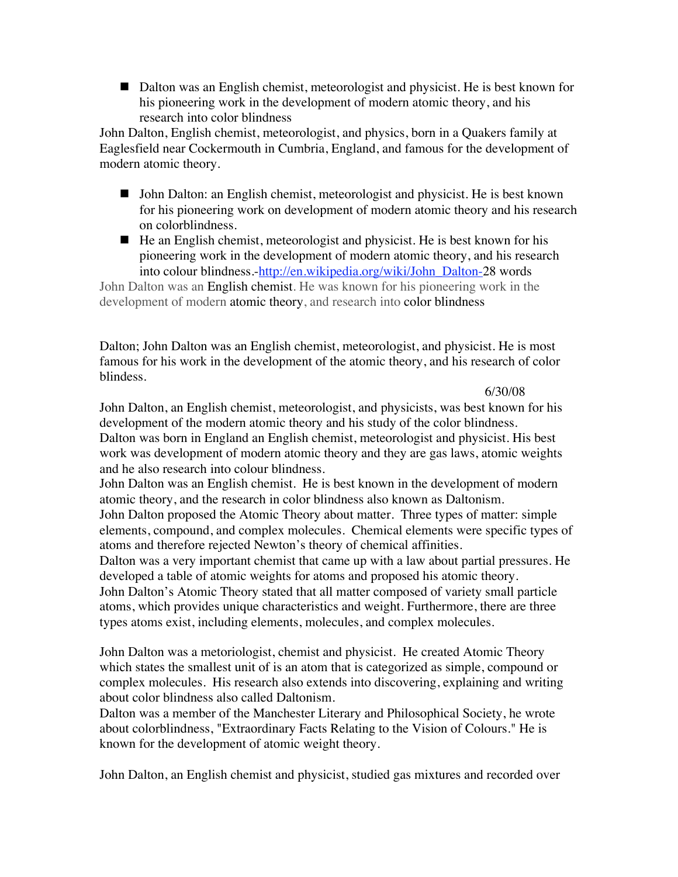- Dalton was an English chemist, meteorologist and physicist. He is best known for his pioneering work in the development of modern atomic theory, and his research into color blindness

John Dalton, English chemist, meteorologist, and physics, born in a Quakers family at Eaglesfield near Cockermouth in Cumbria, England, and famous for the development of modern atomic theory.

- John Dalton: an English chemist, meteorologist and physicist. He is best known for his pioneering work on development of modern atomic theory and his research on colorblindness.
- He an English chemist, meteorologist and physicist. He is best known for his pioneering work in the development of modern atomic theory, and his research into colour blindness.-[http://en.wikipedia.org/wiki/John_Dalton-](http://en.wikipedia.org/wiki/John_Dalton)28 words

John Dalton was an English chemist. He was known for his pioneering work in the development of modern atomic theory, and research into color blindness

Dalton; John Dalton was an English chemist, meteorologist, and physicist. He is most famous for his work in the development of the atomic theory, and his research of color blindess.

6/30/08

John Dalton, an English chemist, meteorologist, and physicists, was best known for his development of the modern atomic theory and his study of the color blindness.
Dalton was born in England an English chemist, meteorologist and physicist. His best work was development of modern atomic theory and they are gas laws, atomic weights and he also research into colour blindness.
John Dalton was an English chemist. He is best known in the development of modern atomic theory, and the research in color blindness also known as Daltonism.
John Dalton proposed the Atomic Theory about matter. Three types of matter: simple elements, compound, and complex molecules. Chemical elements were specific types of atoms and therefore rejected Newton's theory of chemical affinities.
Dalton was a very important chemist that came up with a law about partial pressures. He developed a table of atomic weights for atoms and proposed his atomic theory.
John Dalton's Atomic Theory stated that all matter composed of variety small particle atoms, which provides unique characteristics and weight. Furthermore, there are three types atoms exist, including elements, molecules, and complex molecules.

John Dalton was a metoriologist, chemist and physicist. He created Atomic Theory which states the smallest unit of is an atom that is categorized as simple, compound or complex molecules. His research also extends into discovering, explaining and writing about color blindness also called Daltonism.
Dalton was a member of the Manchester Literary and Philosophical Society, he wrote about colorblindness, "Extraordinary Facts Relating to the Vision of Colours." He is known for the development of atomic weight theory.

John Dalton, an English chemist and physicist, studied gas mixtures and recorded over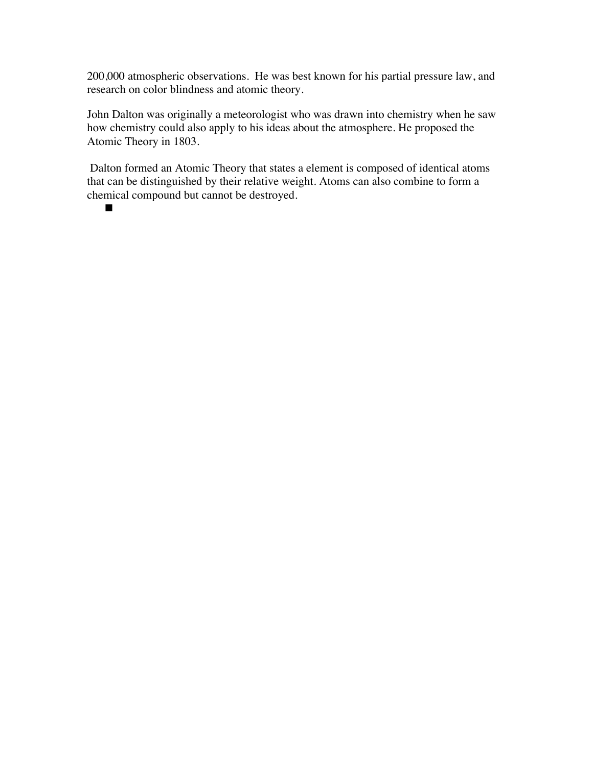200,000 atmospheric observations.  He was best known for his partial pressure law, and research on color blindness and atomic theory.

John Dalton was originally a meteorologist who was drawn into chemistry when he saw how chemistry could also apply to his ideas about the atmosphere. He proposed the Atomic Theory in 1803.

Dalton formed an Atomic Theory that states a element is composed of identical atoms that can be distinguished by their relative weight. Atoms can also combine to form a chemical compound but cannot be destroyed.

-